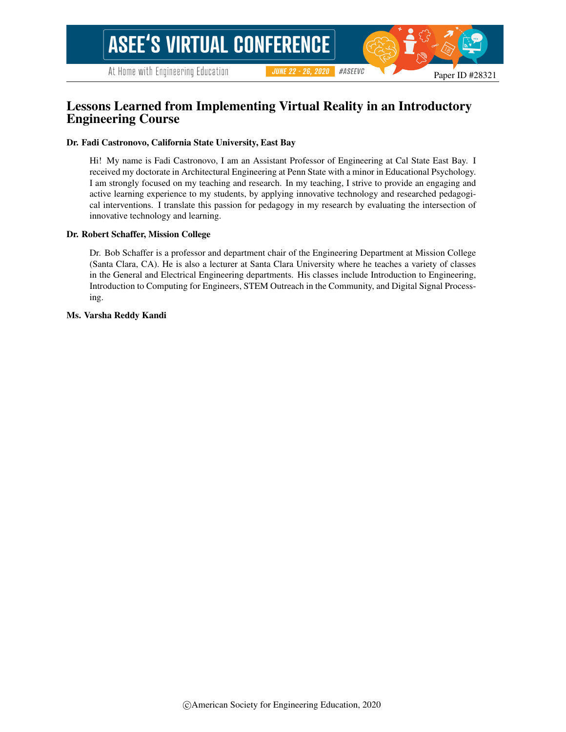Paper ID #28321

# Lessons Learned from Implementing Virtual Reality in an Introductory Engineering Course

**Dr. Fadi Castronovo, California State University, East Bay**

Hi! My name is Fadi Castronovo, I am an Assistant Professor of Engineering at Cal State East Bay. I received my doctorate in Architectural Engineering at Penn State with a minor in Educational Psychology. I am strongly focused on my teaching and research. In my teaching, I strive to provide an engaging and active learning experience to my students, by applying innovative technology and researched pedagogical interventions. I translate this passion for pedagogy in my research by evaluating the intersection of innovative technology and learning.

**Dr. Robert Schaffer, Mission College**

Dr. Bob Schaffer is a professor and department chair of the Engineering Department at Mission College (Santa Clara, CA). He is also a lecturer at Santa Clara University where he teaches a variety of classes in the General and Electrical Engineering departments. His classes include Introduction to Engineering, Introduction to Computing for Engineers, STEM Outreach in the Community, and Digital Signal Processing.

**Ms. Varsha Reddy Kandi**

©American Society for Engineering Education, 2020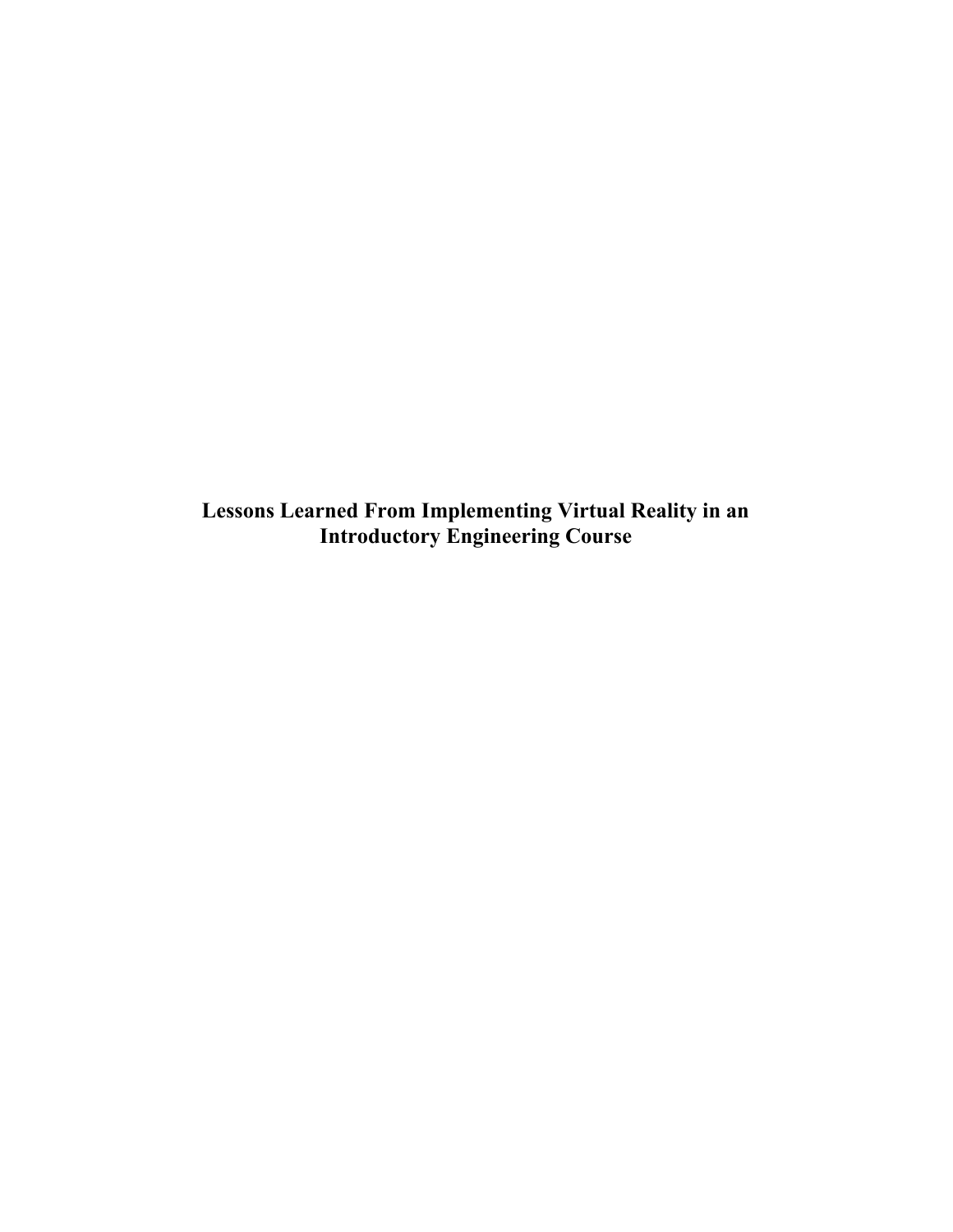# Lessons Learned From Implementing Virtual Reality in an Introductory Engineering Course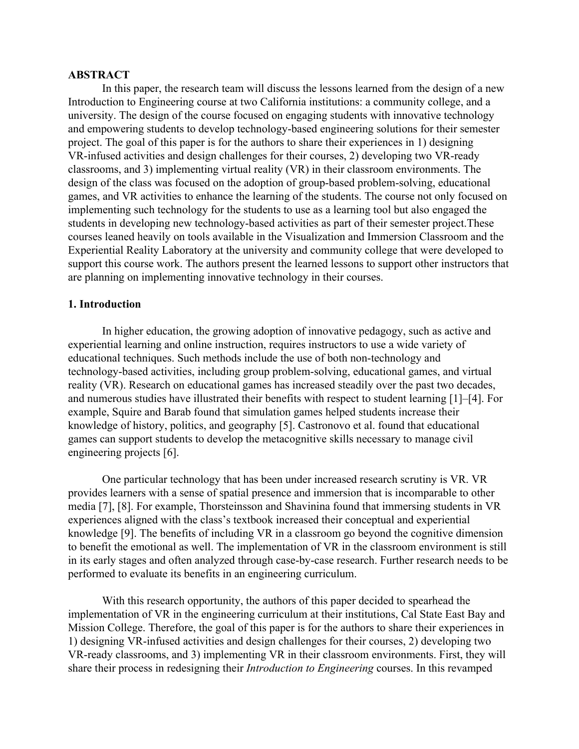## ABSTRACT

In this paper, the research team will discuss the lessons learned from the design of a new Introduction to Engineering course at two California institutions: a community college, and a university. The design of the course focused on engaging students with innovative technology and empowering students to develop technology-based engineering solutions for their semester project. The goal of this paper is for the authors to share their experiences in 1) designing VR-infused activities and design challenges for their courses, 2) developing two VR-ready classrooms, and 3) implementing virtual reality (VR) in their classroom environments. The design of the class was focused on the adoption of group-based problem-solving, educational games, and VR activities to enhance the learning of the students. The course not only focused on implementing such technology for the students to use as a learning tool but also engaged the students in developing new technology-based activities as part of their semester project.These courses leaned heavily on tools available in the Visualization and Immersion Classroom and the Experiential Reality Laboratory at the university and community college that were developed to support this course work. The authors present the learned lessons to support other instructors that are planning on implementing innovative technology in their courses.

## 1. Introduction

In higher education, the growing adoption of innovative pedagogy, such as active and experiential learning and online instruction, requires instructors to use a wide variety of educational techniques. Such methods include the use of both non-technology and technology-based activities, including group problem-solving, educational games, and virtual reality (VR). Research on educational games has increased steadily over the past two decades, and numerous studies have illustrated their benefits with respect to student learning [1]–[4]. For example, Squire and Barab found that simulation games helped students increase their knowledge of history, politics, and geography [5]. Castronovo et al. found that educational games can support students to develop the metacognitive skills necessary to manage civil engineering projects [6].

One particular technology that has been under increased research scrutiny is VR. VR provides learners with a sense of spatial presence and immersion that is incomparable to other media [7], [8]. For example, Thorsteinsson and Shavinina found that immersing students in VR experiences aligned with the class's textbook increased their conceptual and experiential knowledge [9]. The benefits of including VR in a classroom go beyond the cognitive dimension to benefit the emotional as well. The implementation of VR in the classroom environment is still in its early stages and often analyzed through case-by-case research. Further research needs to be performed to evaluate its benefits in an engineering curriculum.

With this research opportunity, the authors of this paper decided to spearhead the implementation of VR in the engineering curriculum at their institutions, Cal State East Bay and Mission College. Therefore, the goal of this paper is for the authors to share their experiences in 1) designing VR-infused activities and design challenges for their courses, 2) developing two VR-ready classrooms, and 3) implementing VR in their classroom environments. First, they will share their process in redesigning their *Introduction to Engineering* courses. In this revamped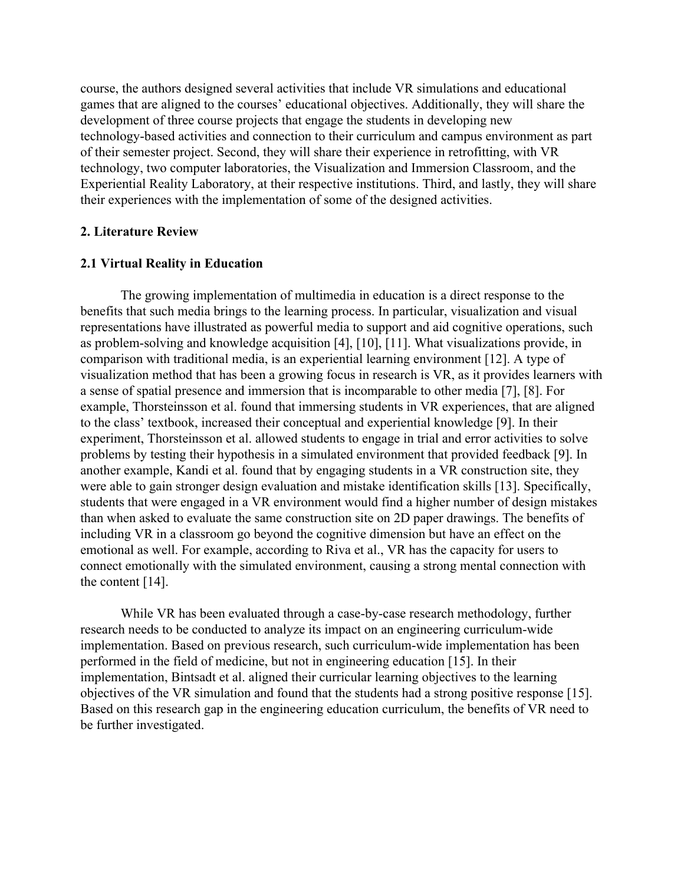course, the authors designed several activities that include VR simulations and educational games that are aligned to the courses' educational objectives. Additionally, they will share the development of three course projects that engage the students in developing new technology-based activities and connection to their curriculum and campus environment as part of their semester project. Second, they will share their experience in retrofitting, with VR technology, two computer laboratories, the Visualization and Immersion Classroom, and the Experiential Reality Laboratory, at their respective institutions. Third, and lastly, they will share their experiences with the implementation of some of the designed activities.

## 2. Literature Review

### 2.1 Virtual Reality in Education

The growing implementation of multimedia in education is a direct response to the benefits that such media brings to the learning process. In particular, visualization and visual representations have illustrated as powerful media to support and aid cognitive operations, such as problem-solving and knowledge acquisition [4], [10], [11]. What visualizations provide, in comparison with traditional media, is an experiential learning environment [12]. A type of visualization method that has been a growing focus in research is VR, as it provides learners with a sense of spatial presence and immersion that is incomparable to other media [7], [8]. For example, Thorsteinsson et al. found that immersing students in VR experiences, that are aligned to the class' textbook, increased their conceptual and experiential knowledge [9]. In their experiment, Thorsteinsson et al. allowed students to engage in trial and error activities to solve problems by testing their hypothesis in a simulated environment that provided feedback [9]. In another example, Kandi et al. found that by engaging students in a VR construction site, they were able to gain stronger design evaluation and mistake identification skills [13]. Specifically, students that were engaged in a VR environment would find a higher number of design mistakes than when asked to evaluate the same construction site on 2D paper drawings. The benefits of including VR in a classroom go beyond the cognitive dimension but have an effect on the emotional as well. For example, according to Riva et al., VR has the capacity for users to connect emotionally with the simulated environment, causing a strong mental connection with the content [14].

While VR has been evaluated through a case-by-case research methodology, further research needs to be conducted to analyze its impact on an engineering curriculum-wide implementation. Based on previous research, such curriculum-wide implementation has been performed in the field of medicine, but not in engineering education [15]. In their implementation, Bintsadt et al. aligned their curricular learning objectives to the learning objectives of the VR simulation and found that the students had a strong positive response [15]. Based on this research gap in the engineering education curriculum, the benefits of VR need to be further investigated.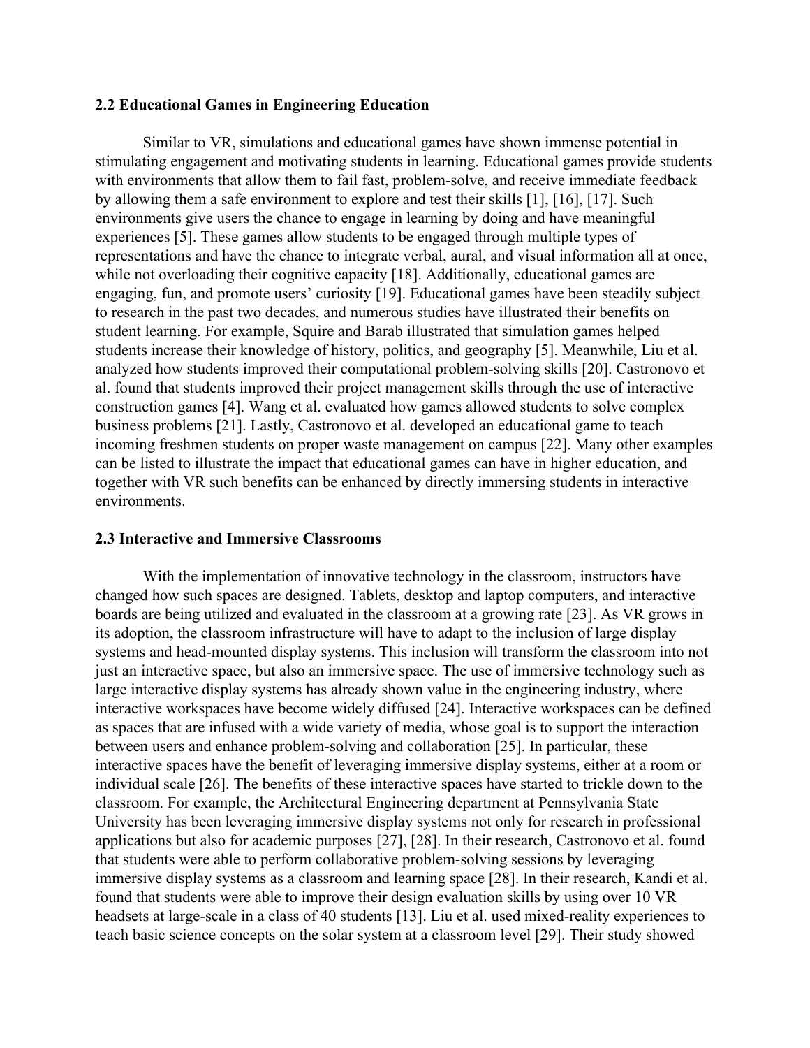### 2.2 Educational Games in Engineering Education

Similar to VR, simulations and educational games have shown immense potential in stimulating engagement and motivating students in learning. Educational games provide students with environments that allow them to fail fast, problem-solve, and receive immediate feedback by allowing them a safe environment to explore and test their skills [1], [16], [17]. Such environments give users the chance to engage in learning by doing and have meaningful experiences [5]. These games allow students to be engaged through multiple types of representations and have the chance to integrate verbal, aural, and visual information all at once, while not overloading their cognitive capacity [18]. Additionally, educational games are engaging, fun, and promote users' curiosity [19]. Educational games have been steadily subject to research in the past two decades, and numerous studies have illustrated their benefits on student learning. For example, Squire and Barab illustrated that simulation games helped students increase their knowledge of history, politics, and geography [5]. Meanwhile, Liu et al. analyzed how students improved their computational problem-solving skills [20]. Castronovo et al. found that students improved their project management skills through the use of interactive construction games [4]. Wang et al. evaluated how games allowed students to solve complex business problems [21]. Lastly, Castronovo et al. developed an educational game to teach incoming freshmen students on proper waste management on campus [22]. Many other examples can be listed to illustrate the impact that educational games can have in higher education, and together with VR such benefits can be enhanced by directly immersing students in interactive environments.

### 2.3 Interactive and Immersive Classrooms

With the implementation of innovative technology in the classroom, instructors have changed how such spaces are designed. Tablets, desktop and laptop computers, and interactive boards are being utilized and evaluated in the classroom at a growing rate [23]. As VR grows in its adoption, the classroom infrastructure will have to adapt to the inclusion of large display systems and head-mounted display systems. This inclusion will transform the classroom into not just an interactive space, but also an immersive space. The use of immersive technology such as large interactive display systems has already shown value in the engineering industry, where interactive workspaces have become widely diffused [24]. Interactive workspaces can be defined as spaces that are infused with a wide variety of media, whose goal is to support the interaction between users and enhance problem-solving and collaboration [25]. In particular, these interactive spaces have the benefit of leveraging immersive display systems, either at a room or individual scale [26]. The benefits of these interactive spaces have started to trickle down to the classroom. For example, the Architectural Engineering department at Pennsylvania State University has been leveraging immersive display systems not only for research in professional applications but also for academic purposes [27], [28]. In their research, Castronovo et al. found that students were able to perform collaborative problem-solving sessions by leveraging immersive display systems as a classroom and learning space [28]. In their research, Kandi et al. found that students were able to improve their design evaluation skills by using over 10 VR headsets at large-scale in a class of 40 students [13]. Liu et al. used mixed-reality experiences to teach basic science concepts on the solar system at a classroom level [29]. Their study showed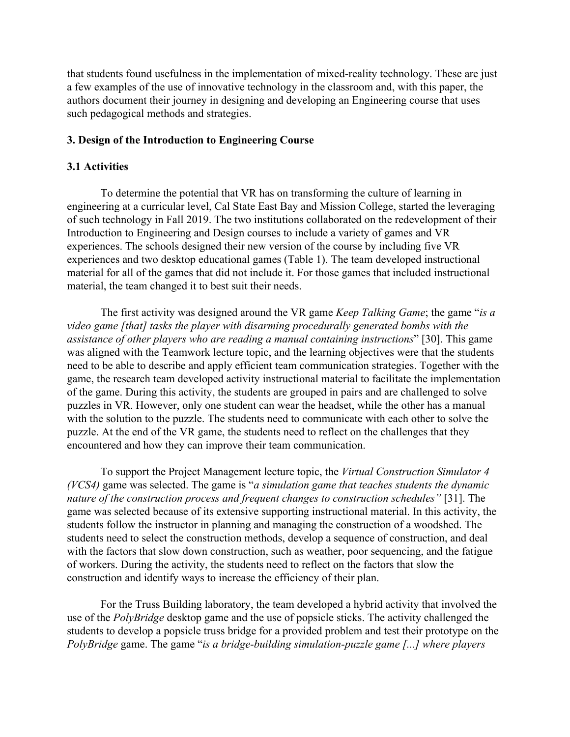that students found usefulness in the implementation of mixed-reality technology. These are just a few examples of the use of innovative technology in the classroom and, with this paper, the authors document their journey in designing and developing an Engineering course that uses such pedagogical methods and strategies.

## 3. Design of the Introduction to Engineering Course

### 3.1 Activities

To determine the potential that VR has on transforming the culture of learning in engineering at a curricular level, Cal State East Bay and Mission College, started the leveraging of such technology in Fall 2019. The two institutions collaborated on the redevelopment of their Introduction to Engineering and Design courses to include a variety of games and VR experiences. The schools designed their new version of the course by including five VR experiences and two desktop educational games (Table 1). The team developed instructional material for all of the games that did not include it. For those games that included instructional material, the team changed it to best suit their needs.

The first activity was designed around the VR game *Keep Talking Game*; the game "*is a video game [that] tasks the player with disarming procedurally generated bombs with the assistance of other players who are reading a manual containing instructions*" [30]. This game was aligned with the Teamwork lecture topic, and the learning objectives were that the students need to be able to describe and apply efficient team communication strategies. Together with the game, the research team developed activity instructional material to facilitate the implementation of the game. During this activity, the students are grouped in pairs and are challenged to solve puzzles in VR. However, only one student can wear the headset, while the other has a manual with the solution to the puzzle. The students need to communicate with each other to solve the puzzle. At the end of the VR game, the students need to reflect on the challenges that they encountered and how they can improve their team communication.

To support the Project Management lecture topic, the *Virtual Construction Simulator 4 (VCS4)* game was selected. The game is "*a simulation game that teaches students the dynamic nature of the construction process and frequent changes to construction schedules"* [31]. The game was selected because of its extensive supporting instructional material. In this activity, the students follow the instructor in planning and managing the construction of a woodshed. The students need to select the construction methods, develop a sequence of construction, and deal with the factors that slow down construction, such as weather, poor sequencing, and the fatigue of workers. During the activity, the students need to reflect on the factors that slow the construction and identify ways to increase the efficiency of their plan.

For the Truss Building laboratory, the team developed a hybrid activity that involved the use of the *PolyBridge* desktop game and the use of popsicle sticks. The activity challenged the students to develop a popsicle truss bridge for a provided problem and test their prototype on the *PolyBridge* game. The game "*is a bridge-building simulation-puzzle game [...] where players*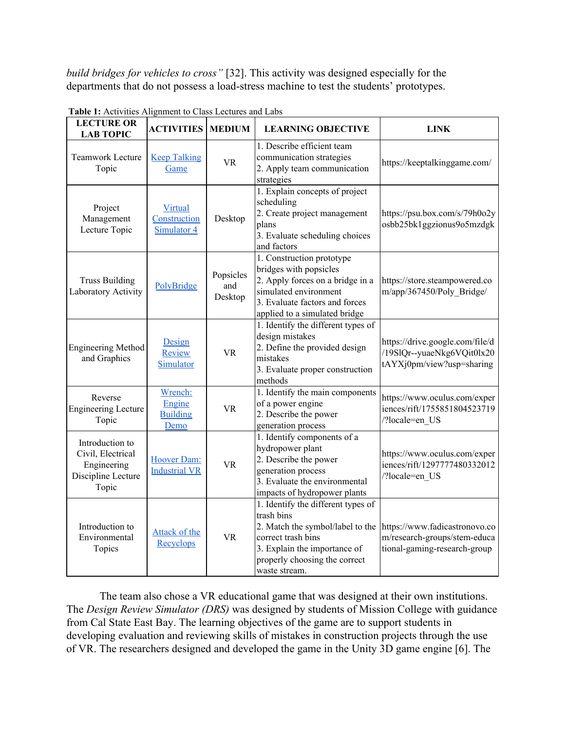*build bridges for vehicles to cross"* [32]. This activity was designed especially for the departments that do not possess a load-stress machine to test the students' prototypes.

**Table 1:** Activities Alignment to Class Lectures and Labs

| LECTURE OR LAB TOPIC | ACTIVITIES | MEDIUM | LEARNING OBJECTIVE | LINK |
|---|---|---|---|---|
| Teamwork Lecture Topic | Keep Talking Game | VR | 1. Describe efficient team communication strategies<br>2. Apply team communication strategies | https://keeptalkinggame.com/ |
| Project Management Lecture Topic | Virtual Construction Simulator 4 | Desktop | 1. Explain concepts of project scheduling<br>2. Create project management plans<br>3. Evaluate scheduling choices and factors | https://psu.box.com/s/79h0o2yosbb25bk1ggzionus9o5mzdgk |
| Truss Building Laboratory Activity | PolyBridge | Popsicles and Desktop | 1. Construction prototype bridges with popsicles<br>2. Apply forces on a bridge in a simulated environment<br>3. Evaluate factors and forces applied to a simulated bridge | https://store.steampowered.com/app/367450/Poly_Bridge/ |
| Engineering Method and Graphics | Design Review Simulator | VR | 1. Identify the different types of design mistakes<br>2. Define the provided design mistakes<br>3. Evaluate proper construction methods | https://drive.google.com/file/d/19SlQr--yuaeNkg6VQit0lx20tAYXj0pm/view?usp=sharing |
| Reverse Engineering Lecture Topic | Wrench: Engine Building Demo | VR | 1. Identify the main components of a power engine<br>2. Describe the power generation process | https://www.oculus.com/experiences/rift/1755851804523719/?locale=en_US |
| Introduction to Civil, Electrical Engineering Discipline Lecture Topic | Hoover Dam: Industrial VR | VR | 1. Identify components of a hydropower plant<br>2. Describe the power generation process<br>3. Evaluate the environmental impacts of hydropower plants | https://www.oculus.com/experiences/rift/1297777480332012/?locale=en_US |
| Introduction to Environmental Topics | Attack of the Recyclops | VR | 1. Identify the different types of trash bins<br>2. Match the symbol/label to the correct trash bins<br>3. Explain the importance of properly choosing the correct waste stream. | https://www.fadicastronovo.com/research-groups/stem-educational-gaming-research-group |

The team also chose a VR educational game that was designed at their own institutions. The *Design Review Simulator (DRS)* was designed by students of Mission College with guidance from Cal State East Bay. The learning objectives of the game are to support students in developing evaluation and reviewing skills of mistakes in construction projects through the use of VR. The researchers designed and developed the game in the Unity 3D game engine [6]. The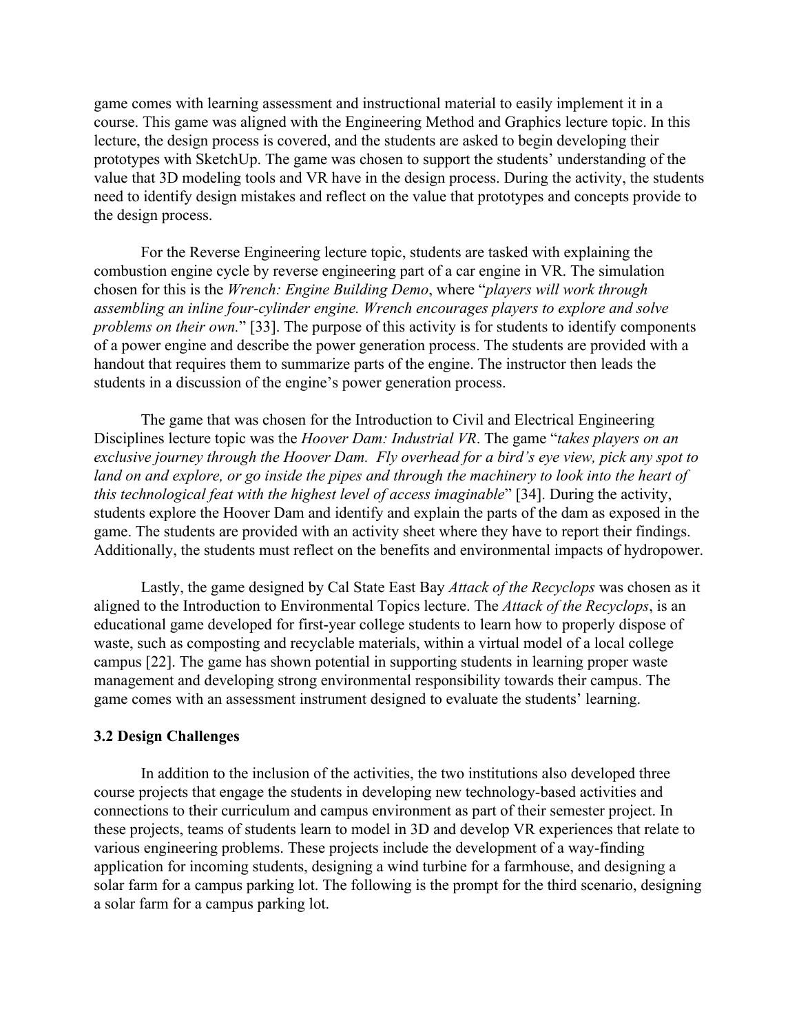game comes with learning assessment and instructional material to easily implement it in a course. This game was aligned with the Engineering Method and Graphics lecture topic. In this lecture, the design process is covered, and the students are asked to begin developing their prototypes with SketchUp. The game was chosen to support the students' understanding of the value that 3D modeling tools and VR have in the design process. During the activity, the students need to identify design mistakes and reflect on the value that prototypes and concepts provide to the design process.

For the Reverse Engineering lecture topic, students are tasked with explaining the combustion engine cycle by reverse engineering part of a car engine in VR. The simulation chosen for this is the *Wrench: Engine Building Demo*, where "*players will work through assembling an inline four-cylinder engine. Wrench encourages players to explore and solve problems on their own.*" [33]. The purpose of this activity is for students to identify components of a power engine and describe the power generation process. The students are provided with a handout that requires them to summarize parts of the engine. The instructor then leads the students in a discussion of the engine's power generation process.

The game that was chosen for the Introduction to Civil and Electrical Engineering Disciplines lecture topic was the *Hoover Dam: Industrial VR*. The game "*takes players on an exclusive journey through the Hoover Dam. Fly overhead for a bird's eye view, pick any spot to land on and explore, or go inside the pipes and through the machinery to look into the heart of this technological feat with the highest level of access imaginable*" [34]. During the activity, students explore the Hoover Dam and identify and explain the parts of the dam as exposed in the game. The students are provided with an activity sheet where they have to report their findings. Additionally, the students must reflect on the benefits and environmental impacts of hydropower.

Lastly, the game designed by Cal State East Bay *Attack of the Recyclops* was chosen as it aligned to the Introduction to Environmental Topics lecture. The *Attack of the Recyclops*, is an educational game developed for first-year college students to learn how to properly dispose of waste, such as composting and recyclable materials, within a virtual model of a local college campus [22]. The game has shown potential in supporting students in learning proper waste management and developing strong environmental responsibility towards their campus. The game comes with an assessment instrument designed to evaluate the students' learning.

### 3.2 Design Challenges

In addition to the inclusion of the activities, the two institutions also developed three course projects that engage the students in developing new technology-based activities and connections to their curriculum and campus environment as part of their semester project. In these projects, teams of students learn to model in 3D and develop VR experiences that relate to various engineering problems. These projects include the development of a way-finding application for incoming students, designing a wind turbine for a farmhouse, and designing a solar farm for a campus parking lot. The following is the prompt for the third scenario, designing a solar farm for a campus parking lot.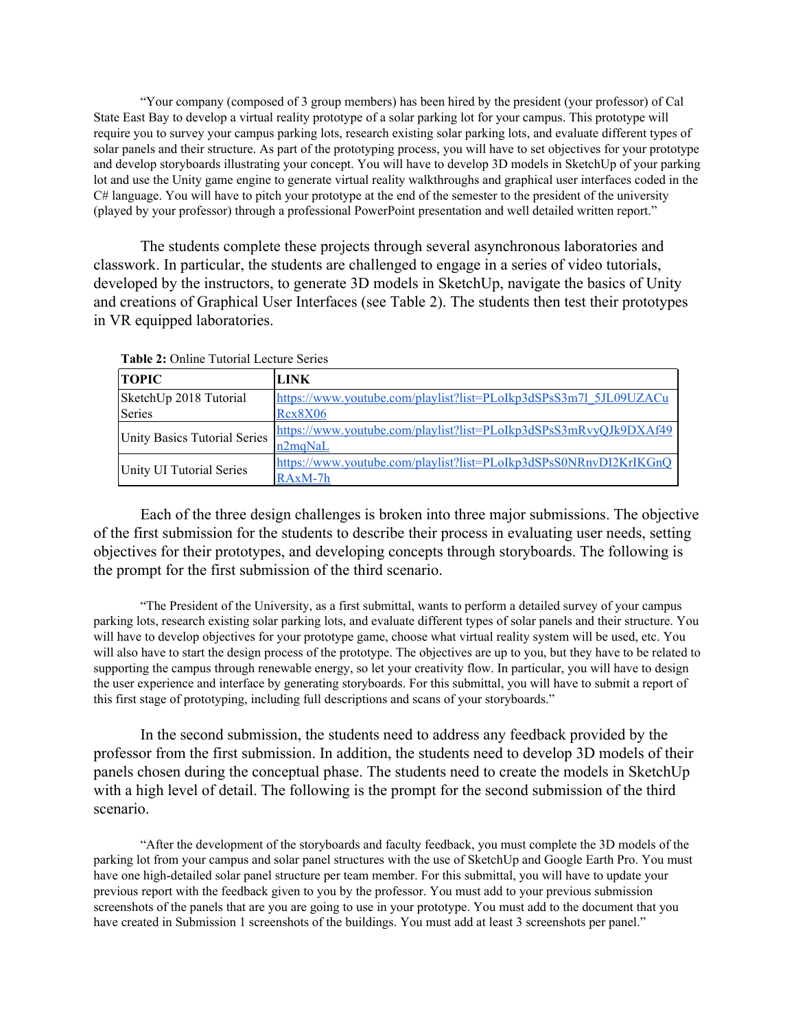> "Your company (composed of 3 group members) has been hired by the president (your professor) of Cal State East Bay to develop a virtual reality prototype of a solar parking lot for your campus. This prototype will require you to survey your campus parking lots, research existing solar parking lots, and evaluate different types of solar panels and their structure. As part of the prototyping process, you will have to set objectives for your prototype and develop storyboards illustrating your concept. You will have to develop 3D models in SketchUp of your parking lot and use the Unity game engine to generate virtual reality walkthroughs and graphical user interfaces coded in the C# language. You will have to pitch your prototype at the end of the semester to the president of the university (played by your professor) through a professional PowerPoint presentation and well detailed written report."

The students complete these projects through several asynchronous laboratories and classwork. In particular, the students are challenged to engage in a series of video tutorials, developed by the instructors, to generate 3D models in SketchUp, navigate the basics of Unity and creations of Graphical User Interfaces (see Table 2). The students then test their prototypes in VR equipped laboratories.

**Table 2:** Online Tutorial Lecture Series

| TOPIC | LINK |
|---|---|
| SketchUp 2018 Tutorial Series | https://www.youtube.com/playlist?list=PLoIkp3dSPsS3m7l_5JL09UZACuRcx8X06 |
| Unity Basics Tutorial Series | https://www.youtube.com/playlist?list=PLoIkp3dSPsS3mRvyQJk9DXAf49n2mqNaL |
| Unity UI Tutorial Series | https://www.youtube.com/playlist?list=PLoIkp3dSPsS0NRnvDI2KrIKGnQRAxM-7h |

Each of the three design challenges is broken into three major submissions. The objective of the first submission for the students to describe their process in evaluating user needs, setting objectives for their prototypes, and developing concepts through storyboards. The following is the prompt for the first submission of the third scenario.

> "The President of the University, as a first submittal, wants to perform a detailed survey of your campus parking lots, research existing solar parking lots, and evaluate different types of solar panels and their structure. You will have to develop objectives for your prototype game, choose what virtual reality system will be used, etc. You will also have to start the design process of the prototype. The objectives are up to you, but they have to be related to supporting the campus through renewable energy, so let your creativity flow. In particular, you will have to design the user experience and interface by generating storyboards. For this submittal, you will have to submit a report of this first stage of prototyping, including full descriptions and scans of your storyboards."

In the second submission, the students need to address any feedback provided by the professor from the first submission. In addition, the students need to develop 3D models of their panels chosen during the conceptual phase. The students need to create the models in SketchUp with a high level of detail. The following is the prompt for the second submission of the third scenario.

> "After the development of the storyboards and faculty feedback, you must complete the 3D models of the parking lot from your campus and solar panel structures with the use of SketchUp and Google Earth Pro. You must have one high-detailed solar panel structure per team member. For this submittal, you will have to update your previous report with the feedback given to you by the professor. You must add to your previous submission screenshots of the panels that are you are going to use in your prototype. You must add to the document that you have created in Submission 1 screenshots of the buildings. You must add at least 3 screenshots per panel."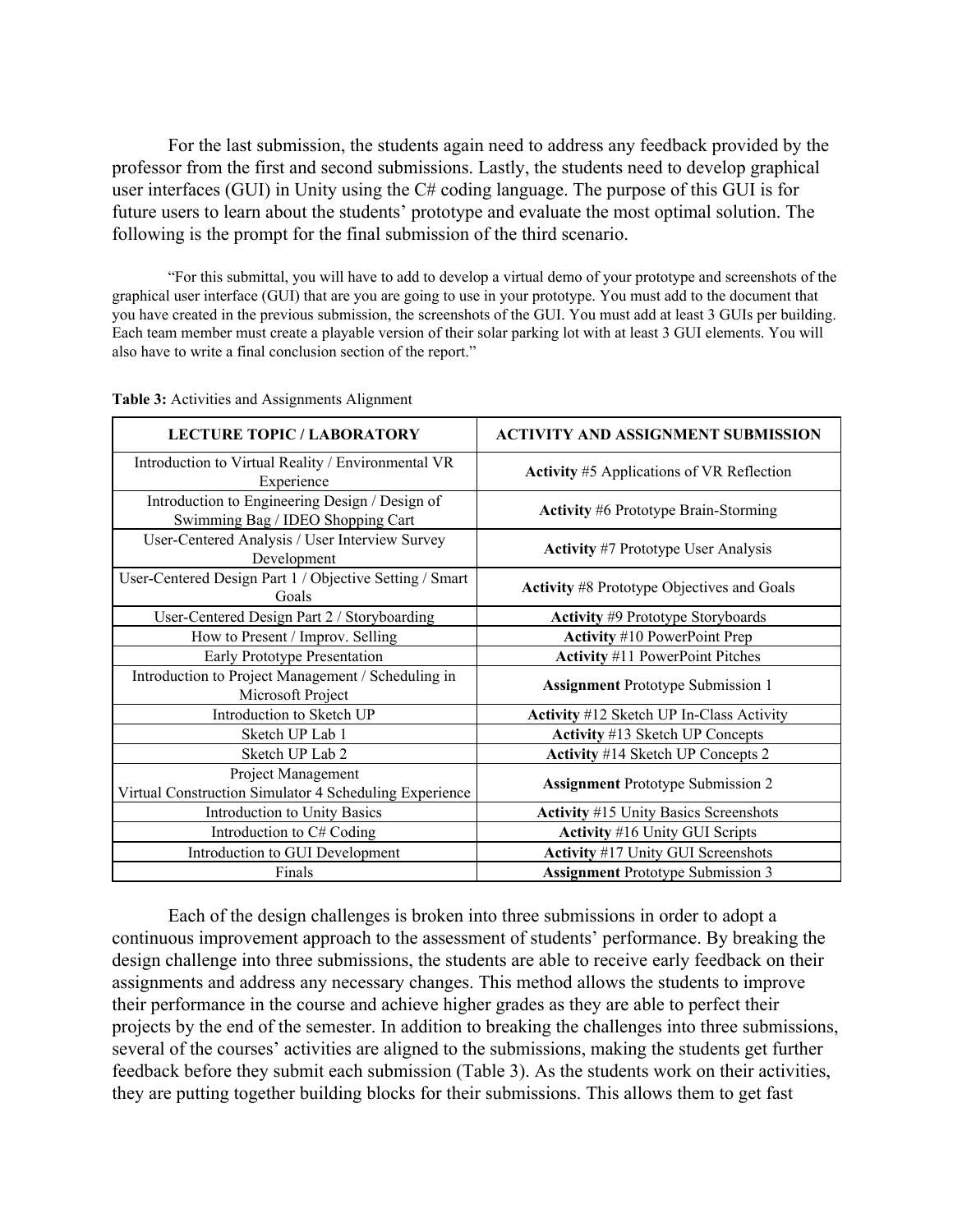For the last submission, the students again need to address any feedback provided by the professor from the first and second submissions. Lastly, the students need to develop graphical user interfaces (GUI) in Unity using the C# coding language. The purpose of this GUI is for future users to learn about the students' prototype and evaluate the most optimal solution. The following is the prompt for the final submission of the third scenario.

> "For this submittal, you will have to add to develop a virtual demo of your prototype and screenshots of the graphical user interface (GUI) that are you are going to use in your prototype. You must add to the document that you have created in the previous submission, the screenshots of the GUI. You must add at least 3 GUIs per building. Each team member must create a playable version of their solar parking lot with at least 3 GUI elements. You will also have to write a final conclusion section of the report."

**Table 3:** Activities and Assignments Alignment

| LECTURE TOPIC / LABORATORY | ACTIVITY AND ASSIGNMENT SUBMISSION |
|---|---|
| Introduction to Virtual Reality / Environmental VR Experience | **Activity** #5 Applications of VR Reflection |
| Introduction to Engineering Design / Design of Swimming Bag / IDEO Shopping Cart | **Activity** #6 Prototype Brain-Storming |
| User-Centered Analysis / User Interview Survey Development | **Activity** #7 Prototype User Analysis |
| User-Centered Design Part 1 / Objective Setting / Smart Goals | **Activity** #8 Prototype Objectives and Goals |
| User-Centered Design Part 2 / Storyboarding | **Activity** #9 Prototype Storyboards |
| How to Present / Improv. Selling | **Activity** #10 PowerPoint Prep |
| Early Prototype Presentation | **Activity** #11 PowerPoint Pitches |
| Introduction to Project Management / Scheduling in Microsoft Project | **Assignment** Prototype Submission 1 |
| Introduction to Sketch UP | **Activity** #12 Sketch UP In-Class Activity |
| Sketch UP Lab 1 | **Activity** #13 Sketch UP Concepts |
| Sketch UP Lab 2 | **Activity** #14 Sketch UP Concepts 2 |
| Project Management Virtual Construction Simulator 4 Scheduling Experience | **Assignment** Prototype Submission 2 |
| Introduction to Unity Basics | **Activity** #15 Unity Basics Screenshots |
| Introduction to C# Coding | **Activity** #16 Unity GUI Scripts |
| Introduction to GUI Development | **Activity** #17 Unity GUI Screenshots |
| Finals | **Assignment** Prototype Submission 3 |

Each of the design challenges is broken into three submissions in order to adopt a continuous improvement approach to the assessment of students' performance. By breaking the design challenge into three submissions, the students are able to receive early feedback on their assignments and address any necessary changes. This method allows the students to improve their performance in the course and achieve higher grades as they are able to perfect their projects by the end of the semester. In addition to breaking the challenges into three submissions, several of the courses' activities are aligned to the submissions, making the students get further feedback before they submit each submission (Table 3). As the students work on their activities, they are putting together building blocks for their submissions. This allows them to get fast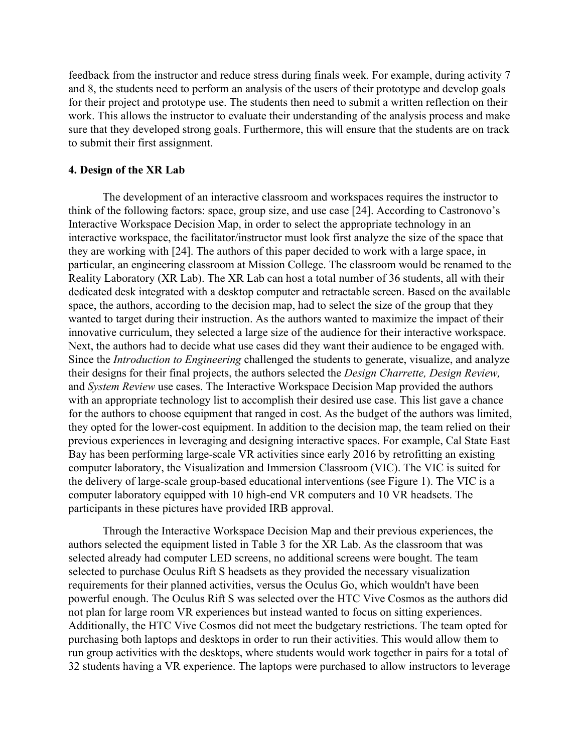feedback from the instructor and reduce stress during finals week. For example, during activity 7 and 8, the students need to perform an analysis of the users of their prototype and develop goals for their project and prototype use. The students then need to submit a written reflection on their work. This allows the instructor to evaluate their understanding of the analysis process and make sure that they developed strong goals. Furthermore, this will ensure that the students are on track to submit their first assignment.

## 4. Design of the XR Lab

The development of an interactive classroom and workspaces requires the instructor to think of the following factors: space, group size, and use case [24]. According to Castronovo's Interactive Workspace Decision Map, in order to select the appropriate technology in an interactive workspace, the facilitator/instructor must look first analyze the size of the space that they are working with [24]. The authors of this paper decided to work with a large space, in particular, an engineering classroom at Mission College. The classroom would be renamed to the Reality Laboratory (XR Lab). The XR Lab can host a total number of 36 students, all with their dedicated desk integrated with a desktop computer and retractable screen. Based on the available space, the authors, according to the decision map, had to select the size of the group that they wanted to target during their instruction. As the authors wanted to maximize the impact of their innovative curriculum, they selected a large size of the audience for their interactive workspace. Next, the authors had to decide what use cases did they want their audience to be engaged with. Since the *Introduction to Engineering* challenged the students to generate, visualize, and analyze their designs for their final projects, the authors selected the *Design Charrette, Design Review,* and *System Review* use cases. The Interactive Workspace Decision Map provided the authors with an appropriate technology list to accomplish their desired use case. This list gave a chance for the authors to choose equipment that ranged in cost. As the budget of the authors was limited, they opted for the lower-cost equipment. In addition to the decision map, the team relied on their previous experiences in leveraging and designing interactive spaces. For example, Cal State East Bay has been performing large-scale VR activities since early 2016 by retrofitting an existing computer laboratory, the Visualization and Immersion Classroom (VIC). The VIC is suited for the delivery of large-scale group-based educational interventions (see Figure 1). The VIC is a computer laboratory equipped with 10 high-end VR computers and 10 VR headsets. The participants in these pictures have provided IRB approval.

Through the Interactive Workspace Decision Map and their previous experiences, the authors selected the equipment listed in Table 3 for the XR Lab. As the classroom that was selected already had computer LED screens, no additional screens were bought. The team selected to purchase Oculus Rift S headsets as they provided the necessary visualization requirements for their planned activities, versus the Oculus Go, which wouldn't have been powerful enough. The Oculus Rift S was selected over the HTC Vive Cosmos as the authors did not plan for large room VR experiences but instead wanted to focus on sitting experiences. Additionally, the HTC Vive Cosmos did not meet the budgetary restrictions. The team opted for purchasing both laptops and desktops in order to run their activities. This would allow them to run group activities with the desktops, where students would work together in pairs for a total of 32 students having a VR experience. The laptops were purchased to allow instructors to leverage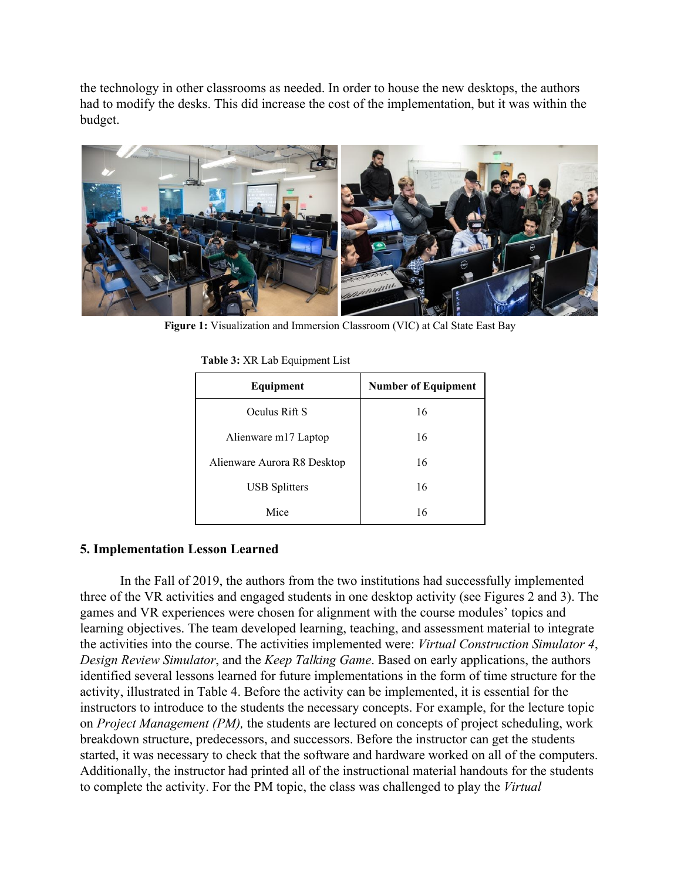the technology in other classrooms as needed. In order to house the new desktops, the authors had to modify the desks. This did increase the cost of the implementation, but it was within the budget.

**Figure 1:** Visualization and Immersion Classroom (VIC) at Cal State East Bay

**Table 3:** XR Lab Equipment List

| Equipment | Number of Equipment |
|---|---|
| Oculus Rift S | 16 |
| Alienware m17 Laptop | 16 |
| Alienware Aurora R8 Desktop | 16 |
| USB Splitters | 16 |
| Mice | 16 |

## 5. Implementation Lesson Learned

In the Fall of 2019, the authors from the two institutions had successfully implemented three of the VR activities and engaged students in one desktop activity (see Figures 2 and 3). The games and VR experiences were chosen for alignment with the course modules' topics and learning objectives. The team developed learning, teaching, and assessment material to integrate the activities into the course. The activities implemented were: *Virtual Construction Simulator 4*, *Design Review Simulator*, and the *Keep Talking Game*. Based on early applications, the authors identified several lessons learned for future implementations in the form of time structure for the activity, illustrated in Table 4. Before the activity can be implemented, it is essential for the instructors to introduce to the students the necessary concepts. For example, for the lecture topic on *Project Management (PM),* the students are lectured on concepts of project scheduling, work breakdown structure, predecessors, and successors. Before the instructor can get the students started, it was necessary to check that the software and hardware worked on all of the computers. Additionally, the instructor had printed all of the instructional material handouts for the students to complete the activity. For the PM topic, the class was challenged to play the *Virtual*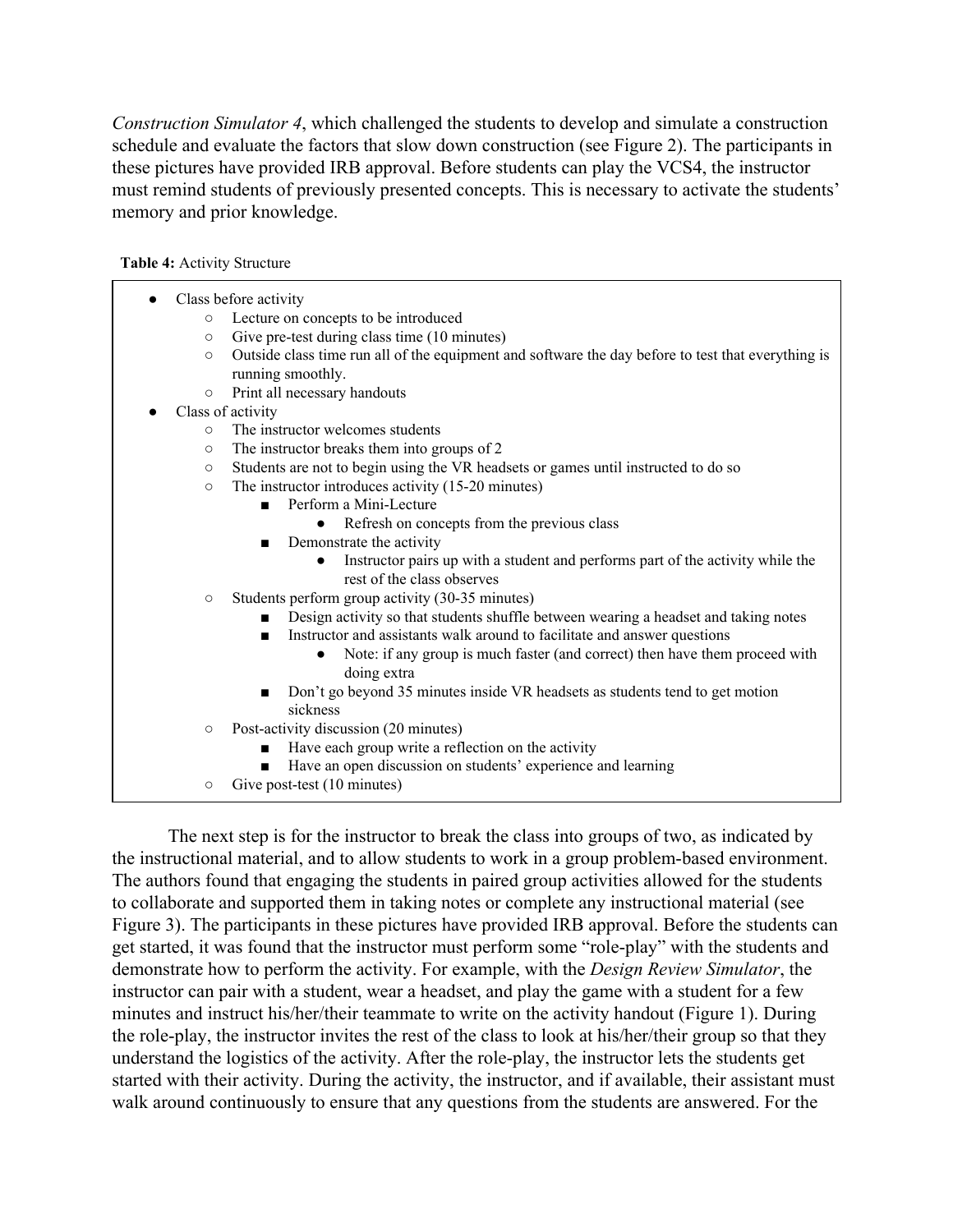*Construction Simulator 4*, which challenged the students to develop and simulate a construction schedule and evaluate the factors that slow down construction (see Figure 2). The participants in these pictures have provided IRB approval. Before students can play the VCS4, the instructor must remind students of previously presented concepts. This is necessary to activate the students' memory and prior knowledge.

**Table 4:** Activity Structure

- Class before activity
  - Lecture on concepts to be introduced
  - Give pre-test during class time (10 minutes)
  - Outside class time run all of the equipment and software the day before to test that everything is running smoothly.
  - Print all necessary handouts
- Class of activity
  - The instructor welcomes students
  - The instructor breaks them into groups of 2
  - Students are not to begin using the VR headsets or games until instructed to do so
  - The instructor introduces activity (15-20 minutes)
    - Perform a Mini-Lecture
      - Refresh on concepts from the previous class
    - Demonstrate the activity
      - Instructor pairs up with a student and performs part of the activity while the rest of the class observes
  - Students perform group activity (30-35 minutes)
    - Design activity so that students shuffle between wearing a headset and taking notes
    - Instructor and assistants walk around to facilitate and answer questions
      - Note: if any group is much faster (and correct) then have them proceed with doing extra
    - Don't go beyond 35 minutes inside VR headsets as students tend to get motion sickness
  - Post-activity discussion (20 minutes)
    - Have each group write a reflection on the activity
    - Have an open discussion on students' experience and learning
  - Give post-test (10 minutes)

The next step is for the instructor to break the class into groups of two, as indicated by the instructional material, and to allow students to work in a group problem-based environment. The authors found that engaging the students in paired group activities allowed for the students to collaborate and supported them in taking notes or complete any instructional material (see Figure 3). The participants in these pictures have provided IRB approval. Before the students can get started, it was found that the instructor must perform some "role-play" with the students and demonstrate how to perform the activity. For example, with the *Design Review Simulator*, the instructor can pair with a student, wear a headset, and play the game with a student for a few minutes and instruct his/her/their teammate to write on the activity handout (Figure 1). During the role-play, the instructor invites the rest of the class to look at his/her/their group so that they understand the logistics of the activity. After the role-play, the instructor lets the students get started with their activity. During the activity, the instructor, and if available, their assistant must walk around continuously to ensure that any questions from the students are answered. For the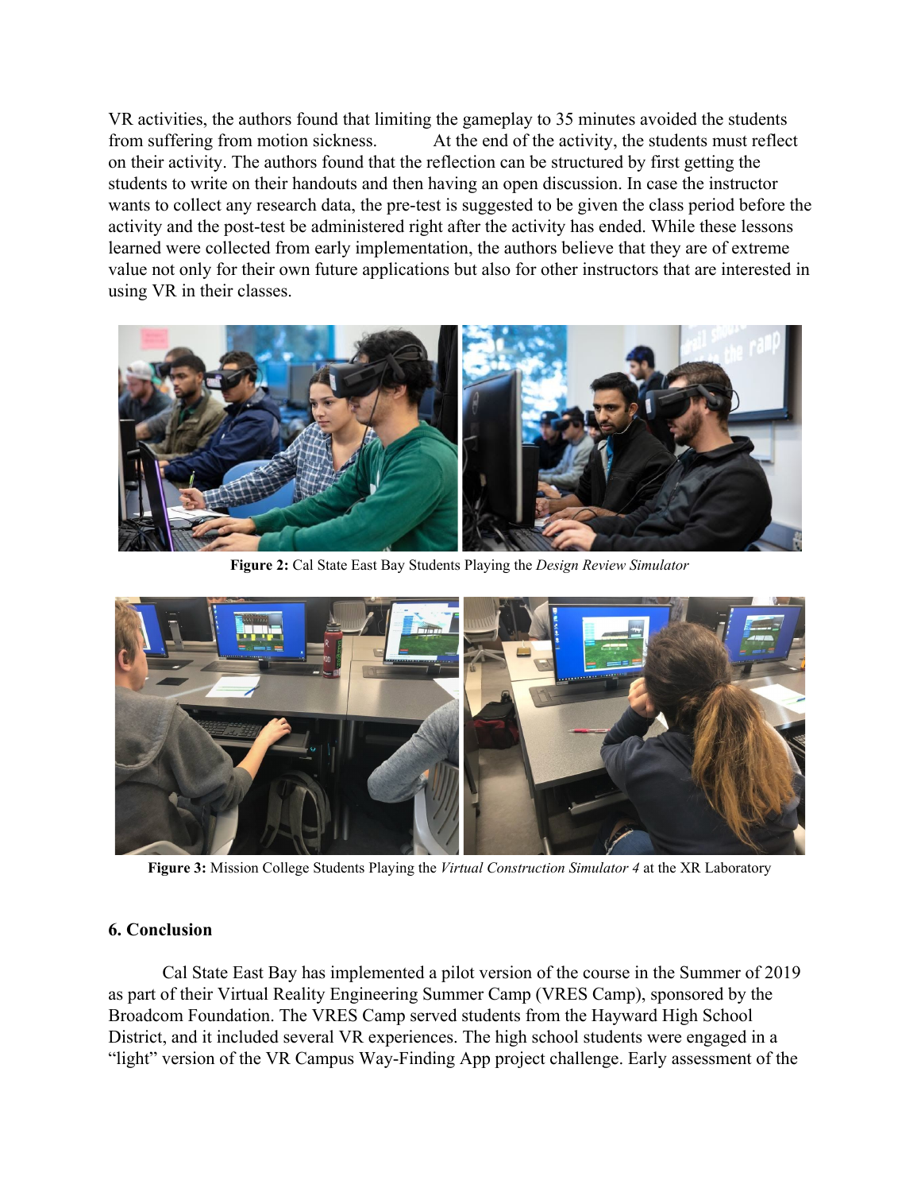VR activities, the authors found that limiting the gameplay to 35 minutes avoided the students from suffering from motion sickness. At the end of the activity, the students must reflect on their activity. The authors found that the reflection can be structured by first getting the students to write on their handouts and then having an open discussion. In case the instructor wants to collect any research data, the pre-test is suggested to be given the class period before the activity and the post-test be administered right after the activity has ended. While these lessons learned were collected from early implementation, the authors believe that they are of extreme value not only for their own future applications but also for other instructors that are interested in using VR in their classes.

**Figure 2:** Cal State East Bay Students Playing the *Design Review Simulator*

**Figure 3:** Mission College Students Playing the *Virtual Construction Simulator 4* at the XR Laboratory

## 6. Conclusion

Cal State East Bay has implemented a pilot version of the course in the Summer of 2019 as part of their Virtual Reality Engineering Summer Camp (VRES Camp), sponsored by the Broadcom Foundation. The VRES Camp served students from the Hayward High School District, and it included several VR experiences. The high school students were engaged in a "light" version of the VR Campus Way-Finding App project challenge. Early assessment of the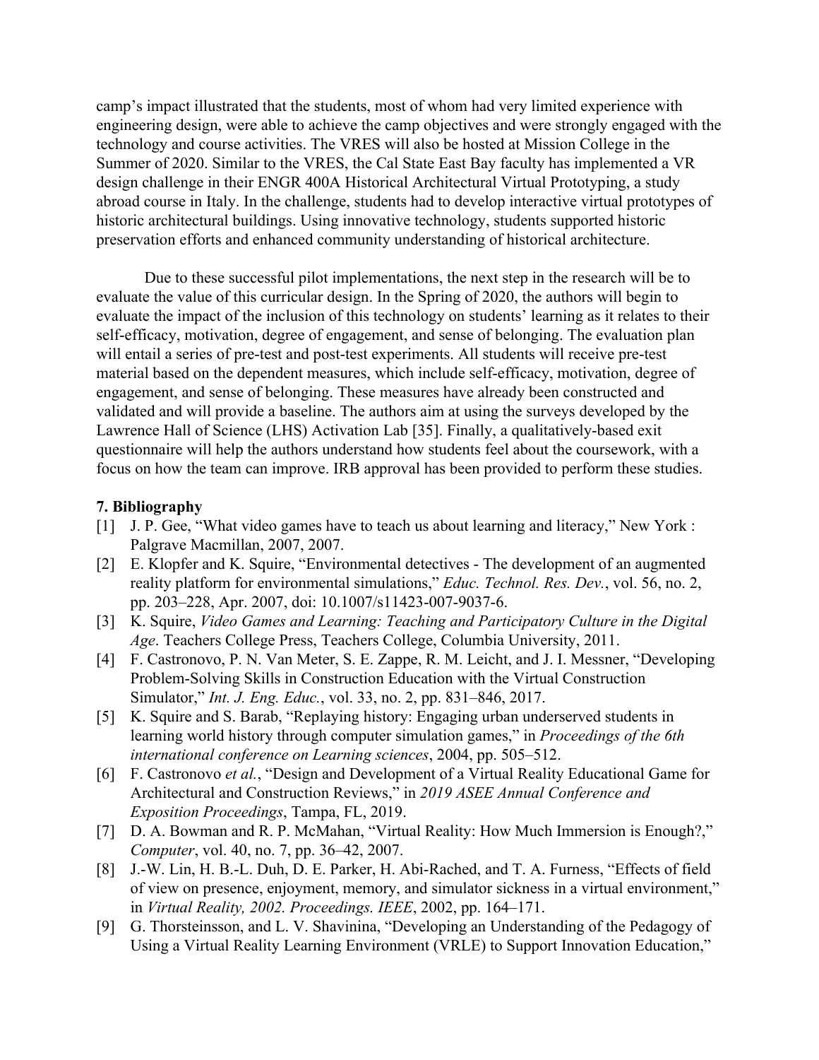camp's impact illustrated that the students, most of whom had very limited experience with engineering design, were able to achieve the camp objectives and were strongly engaged with the technology and course activities. The VRES will also be hosted at Mission College in the Summer of 2020. Similar to the VRES, the Cal State East Bay faculty has implemented a VR design challenge in their ENGR 400A Historical Architectural Virtual Prototyping, a study abroad course in Italy. In the challenge, students had to develop interactive virtual prototypes of historic architectural buildings. Using innovative technology, students supported historic preservation efforts and enhanced community understanding of historical architecture.

Due to these successful pilot implementations, the next step in the research will be to evaluate the value of this curricular design. In the Spring of 2020, the authors will begin to evaluate the impact of the inclusion of this technology on students' learning as it relates to their self-efficacy, motivation, degree of engagement, and sense of belonging. The evaluation plan will entail a series of pre-test and post-test experiments. All students will receive pre-test material based on the dependent measures, which include self-efficacy, motivation, degree of engagement, and sense of belonging. These measures have already been constructed and validated and will provide a baseline. The authors aim at using the surveys developed by the Lawrence Hall of Science (LHS) Activation Lab [35]. Finally, a qualitatively-based exit questionnaire will help the authors understand how students feel about the coursework, with a focus on how the team can improve. IRB approval has been provided to perform these studies.

**7. Bibliography**

[1] J. P. Gee, "What video games have to teach us about learning and literacy," New York : Palgrave Macmillan, 2007, 2007.

[2] E. Klopfer and K. Squire, "Environmental detectives - The development of an augmented reality platform for environmental simulations," *Educ. Technol. Res. Dev.*, vol. 56, no. 2, pp. 203–228, Apr. 2007, doi: 10.1007/s11423-007-9037-6.

[3] K. Squire, *Video Games and Learning: Teaching and Participatory Culture in the Digital Age*. Teachers College Press, Teachers College, Columbia University, 2011.

[4] F. Castronovo, P. N. Van Meter, S. E. Zappe, R. M. Leicht, and J. I. Messner, "Developing Problem-Solving Skills in Construction Education with the Virtual Construction Simulator," *Int. J. Eng. Educ.*, vol. 33, no. 2, pp. 831–846, 2017.

[5] K. Squire and S. Barab, "Replaying history: Engaging urban underserved students in learning world history through computer simulation games," in *Proceedings of the 6th international conference on Learning sciences*, 2004, pp. 505–512.

[6] F. Castronovo *et al.*, "Design and Development of a Virtual Reality Educational Game for Architectural and Construction Reviews," in *2019 ASEE Annual Conference and Exposition Proceedings*, Tampa, FL, 2019.

[7] D. A. Bowman and R. P. McMahan, "Virtual Reality: How Much Immersion is Enough?," *Computer*, vol. 40, no. 7, pp. 36–42, 2007.

[8] J.-W. Lin, H. B.-L. Duh, D. E. Parker, H. Abi-Rached, and T. A. Furness, "Effects of field of view on presence, enjoyment, memory, and simulator sickness in a virtual environment," in *Virtual Reality, 2002. Proceedings. IEEE*, 2002, pp. 164–171.

[9] G. Thorsteinsson, and L. V. Shavinina, "Developing an Understanding of the Pedagogy of Using a Virtual Reality Learning Environment (VRLE) to Support Innovation Education,"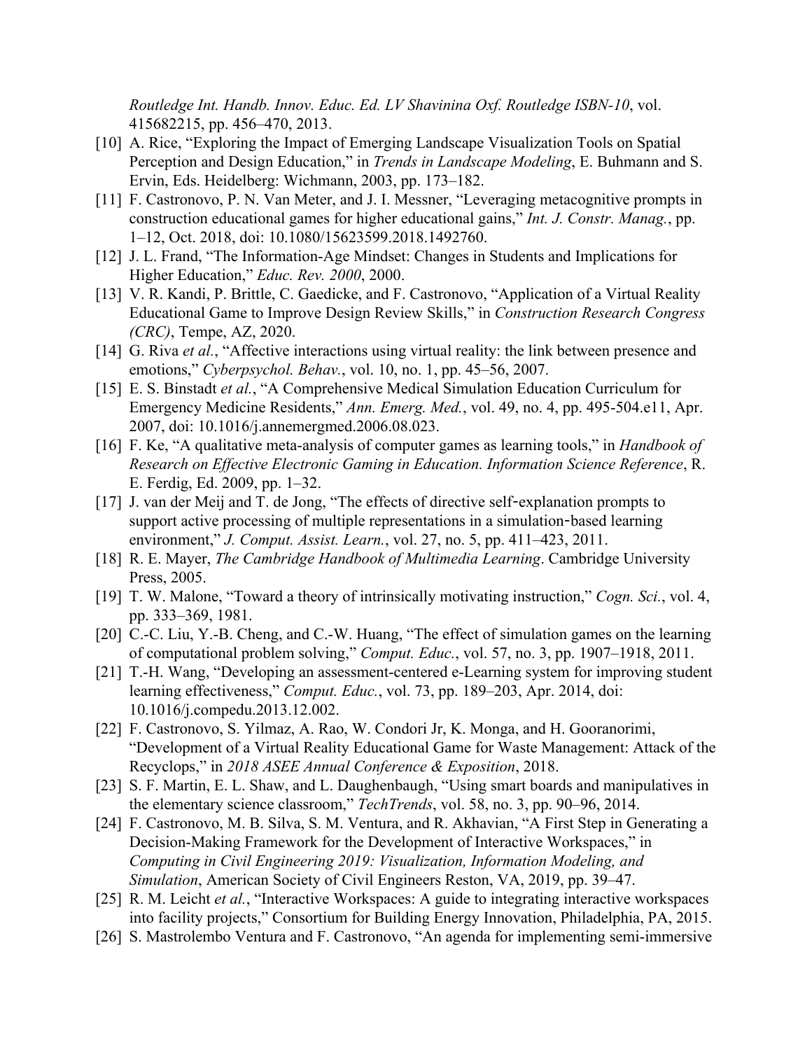*Routledge Int. Handb. Innov. Educ. Ed. LV Shavinina Oxf. Routledge ISBN-10*, vol. 415682215, pp. 456–470, 2013.

[10] A. Rice, "Exploring the Impact of Emerging Landscape Visualization Tools on Spatial Perception and Design Education," in *Trends in Landscape Modeling*, E. Buhmann and S. Ervin, Eds. Heidelberg: Wichmann, 2003, pp. 173–182.

[11] F. Castronovo, P. N. Van Meter, and J. I. Messner, "Leveraging metacognitive prompts in construction educational games for higher educational gains," *Int. J. Constr. Manag.*, pp. 1–12, Oct. 2018, doi: 10.1080/15623599.2018.1492760.

[12] J. L. Frand, "The Information-Age Mindset: Changes in Students and Implications for Higher Education," *Educ. Rev. 2000*, 2000.

[13] V. R. Kandi, P. Brittle, C. Gaedicke, and F. Castronovo, "Application of a Virtual Reality Educational Game to Improve Design Review Skills," in *Construction Research Congress (CRC)*, Tempe, AZ, 2020.

[14] G. Riva *et al.*, "Affective interactions using virtual reality: the link between presence and emotions," *Cyberpsychol. Behav.*, vol. 10, no. 1, pp. 45–56, 2007.

[15] E. S. Binstadt *et al.*, "A Comprehensive Medical Simulation Education Curriculum for Emergency Medicine Residents," *Ann. Emerg. Med.*, vol. 49, no. 4, pp. 495-504.e11, Apr. 2007, doi: 10.1016/j.annemergmed.2006.08.023.

[16] F. Ke, "A qualitative meta-analysis of computer games as learning tools," in *Handbook of Research on Effective Electronic Gaming in Education. Information Science Reference*, R. E. Ferdig, Ed. 2009, pp. 1–32.

[17] J. van der Meij and T. de Jong, "The effects of directive self-explanation prompts to support active processing of multiple representations in a simulation-based learning environment," *J. Comput. Assist. Learn.*, vol. 27, no. 5, pp. 411–423, 2011.

[18] R. E. Mayer, *The Cambridge Handbook of Multimedia Learning*. Cambridge University Press, 2005.

[19] T. W. Malone, "Toward a theory of intrinsically motivating instruction," *Cogn. Sci.*, vol. 4, pp. 333–369, 1981.

[20] C.-C. Liu, Y.-B. Cheng, and C.-W. Huang, "The effect of simulation games on the learning of computational problem solving," *Comput. Educ.*, vol. 57, no. 3, pp. 1907–1918, 2011.

[21] T.-H. Wang, "Developing an assessment-centered e-Learning system for improving student learning effectiveness," *Comput. Educ.*, vol. 73, pp. 189–203, Apr. 2014, doi: 10.1016/j.compedu.2013.12.002.

[22] F. Castronovo, S. Yilmaz, A. Rao, W. Condori Jr, K. Monga, and H. Gooranorimi, "Development of a Virtual Reality Educational Game for Waste Management: Attack of the Recyclops," in *2018 ASEE Annual Conference & Exposition*, 2018.

[23] S. F. Martin, E. L. Shaw, and L. Daughenbaugh, "Using smart boards and manipulatives in the elementary science classroom," *TechTrends*, vol. 58, no. 3, pp. 90–96, 2014.

[24] F. Castronovo, M. B. Silva, S. M. Ventura, and R. Akhavian, "A First Step in Generating a Decision-Making Framework for the Development of Interactive Workspaces," in *Computing in Civil Engineering 2019: Visualization, Information Modeling, and Simulation*, American Society of Civil Engineers Reston, VA, 2019, pp. 39–47.

[25] R. M. Leicht *et al.*, "Interactive Workspaces: A guide to integrating interactive workspaces into facility projects," Consortium for Building Energy Innovation, Philadelphia, PA, 2015.

[26] S. Mastrolembo Ventura and F. Castronovo, "An agenda for implementing semi-immersive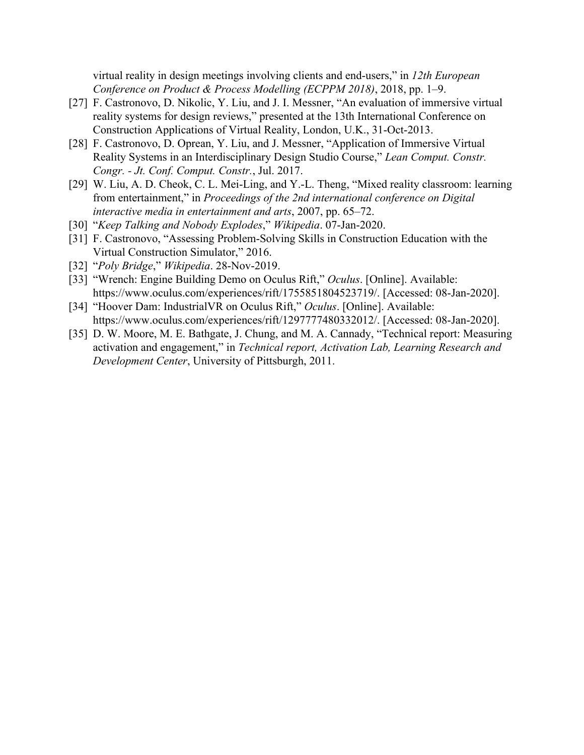virtual reality in design meetings involving clients and end-users," in *12th European Conference on Product & Process Modelling (ECPPM 2018)*, 2018, pp. 1–9.

[27] F. Castronovo, D. Nikolic, Y. Liu, and J. I. Messner, "An evaluation of immersive virtual reality systems for design reviews," presented at the 13th International Conference on Construction Applications of Virtual Reality, London, U.K., 31-Oct-2013.

[28] F. Castronovo, D. Oprean, Y. Liu, and J. Messner, "Application of Immersive Virtual Reality Systems in an Interdisciplinary Design Studio Course," *Lean Comput. Constr. Congr. - Jt. Conf. Comput. Constr.*, Jul. 2017.

[29] W. Liu, A. D. Cheok, C. L. Mei-Ling, and Y.-L. Theng, "Mixed reality classroom: learning from entertainment," in *Proceedings of the 2nd international conference on Digital interactive media in entertainment and arts*, 2007, pp. 65–72.

[30] "*Keep Talking and Nobody Explodes*," *Wikipedia*. 07-Jan-2020.

[31] F. Castronovo, "Assessing Problem-Solving Skills in Construction Education with the Virtual Construction Simulator," 2016.

[32] "*Poly Bridge*," *Wikipedia*. 28-Nov-2019.

[33] "Wrench: Engine Building Demo on Oculus Rift," *Oculus*. [Online]. Available: https://www.oculus.com/experiences/rift/1755851804523719/. [Accessed: 08-Jan-2020].

[34] "Hoover Dam: IndustrialVR on Oculus Rift," *Oculus*. [Online]. Available: https://www.oculus.com/experiences/rift/1297777480332012/. [Accessed: 08-Jan-2020].

[35] D. W. Moore, M. E. Bathgate, J. Chung, and M. A. Cannady, "Technical report: Measuring activation and engagement," in *Technical report, Activation Lab, Learning Research and Development Center*, University of Pittsburgh, 2011.